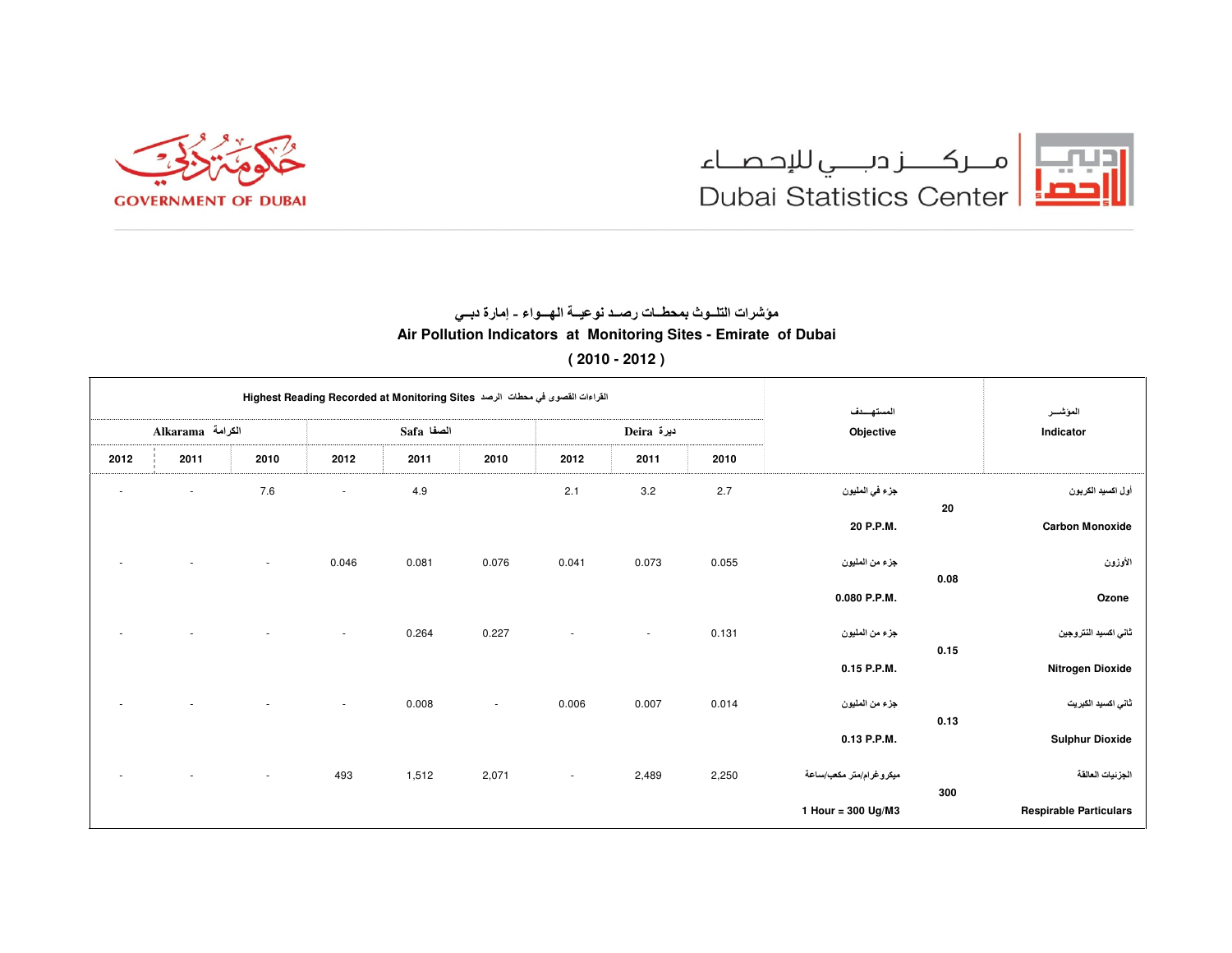حكومة دبي
GOVERNMENT OF DUBAI

مـــركـــــز دبــــي للإحـصـاء
Dubai Statistics Center

## مؤشرات التلــوث بمحطــات رصــد نوعيــة الهـــواء - إمارة دبـــي
## Air Pollution Indicators at Monitoring Sites - Emirate of Dubai
## ( 2010 - 2012 )

| Highest Reading Recorded at Monitoring Sites القراءات القصوى في محطات الرصد | | | | | | | | | المستهـــدف Objective | | المؤشـــر Indicator |
|---|---|---|---|---|---|---|---|---|---|---|---|
| Alkarama الكرامة | | | Safa الصفا | | | Deira ديرة | | | | | |
| 2012 | 2011 | 2010 | 2012 | 2011 | 2010 | 2012 | 2011 | 2010 | | | |
| - | - | 7.6 | - | 4.9 | | 2.1 | 3.2 | 2.7 | جزء في المليون 20 P.P.M. | 20 | أول اكسيد الكربون Carbon Monoxide |
| - | - | - | 0.046 | 0.081 | 0.076 | 0.041 | 0.073 | 0.055 | جزء من المليون 0.080 P.P.M. | 0.08 | الأوزون Ozone |
| - | - | - | - | 0.264 | 0.227 | - | - | 0.131 | جزء من المليون 0.15 P.P.M. | 0.15 | ثاني اكسيد النتروجين Nitrogen Dioxide |
| - | - | - | - | 0.008 | - | 0.006 | 0.007 | 0.014 | جزء من المليون 0.13 P.P.M. | 0.13 | ثاني اكسيد الكبريت Sulphur Dioxide |
| - | - | - | 493 | 1,512 | 2,071 | - | 2,489 | 2,250 | ميكروغرام/متر مكعب/ساعة 1 Hour = 300 Ug/M3 | 300 | الجزيئات العالقة Respirable Particulars |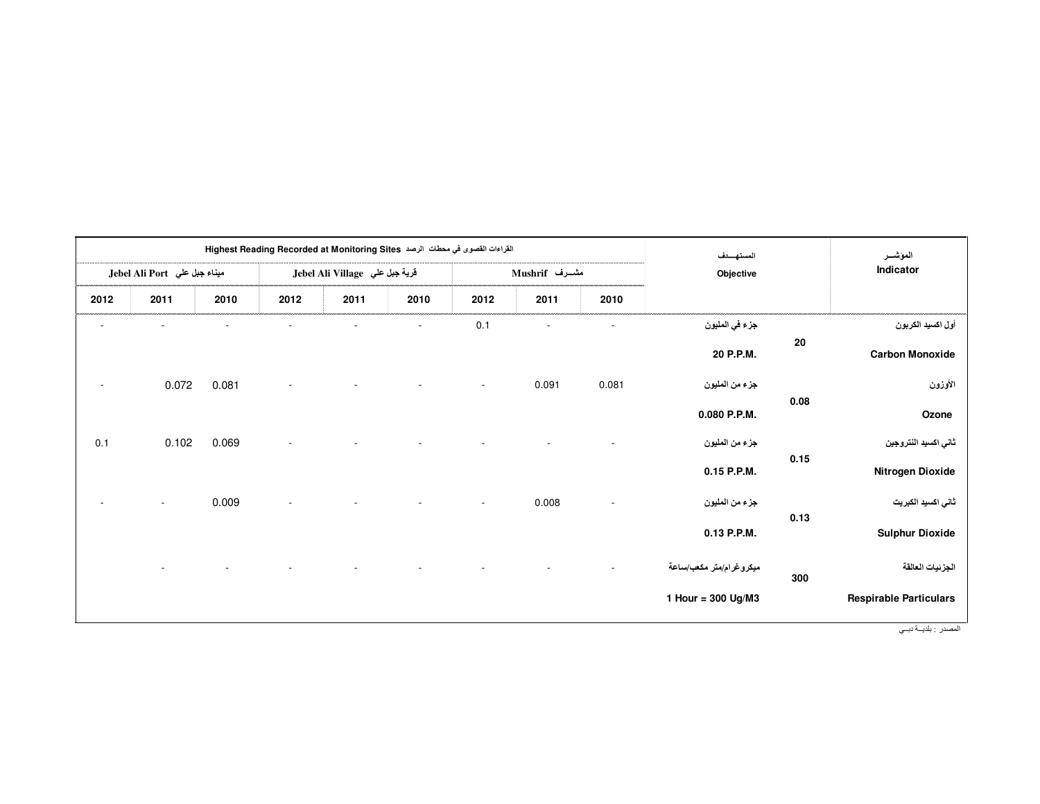| Jebel Ali Port ميناء جبل علي | | | Jebel Ali Village قرية جبل علي | | | Mushrif مشــرف | | | المستهـــدف Objective | | المؤشـــر Indicator |
|---|---|---|---|---|---|---|---|---|---|---|---|
| Highest Reading Recorded at Monitoring Sites القراءات القصوى في محطات الرصد | | | | | | | | | | | |
| 2012 | 2011 | 2010 | 2012 | 2011 | 2010 | 2012 | 2011 | 2010 | | | |
| - | - | - | - | - | - | 0.1 | - | - | جزء في المليون 20 P.P.M. | 20 | أول اكسيد الكربون Carbon Monoxide |
| - | 0.072 | 0.081 | - | - | - | - | 0.091 | 0.081 | جزء من المليون 0.080 P.P.M. | 0.08 | الأوزون Ozone |
| 0.1 | 0.102 | 0.069 | - | - | - | - | - | - | جزء من المليون 0.15 P.P.M. | 0.15 | ثاني اكسيد النتروجين Nitrogen Dioxide |
| - | - | 0.009 | - | - | - | - | 0.008 | - | جزء من المليون 0.13 P.P.M. | 0.13 | ثاني اكسيد الكبريت Sulphur Dioxide |
| | - | - | - | - | - | - | - | - | ميكروغرام/متر مكعب/ساعة 1 Hour = 300 Ug/M3 | 300 | الجزئيات العالقة Respirable Particulars |

المصدر : بلديــة دبــي